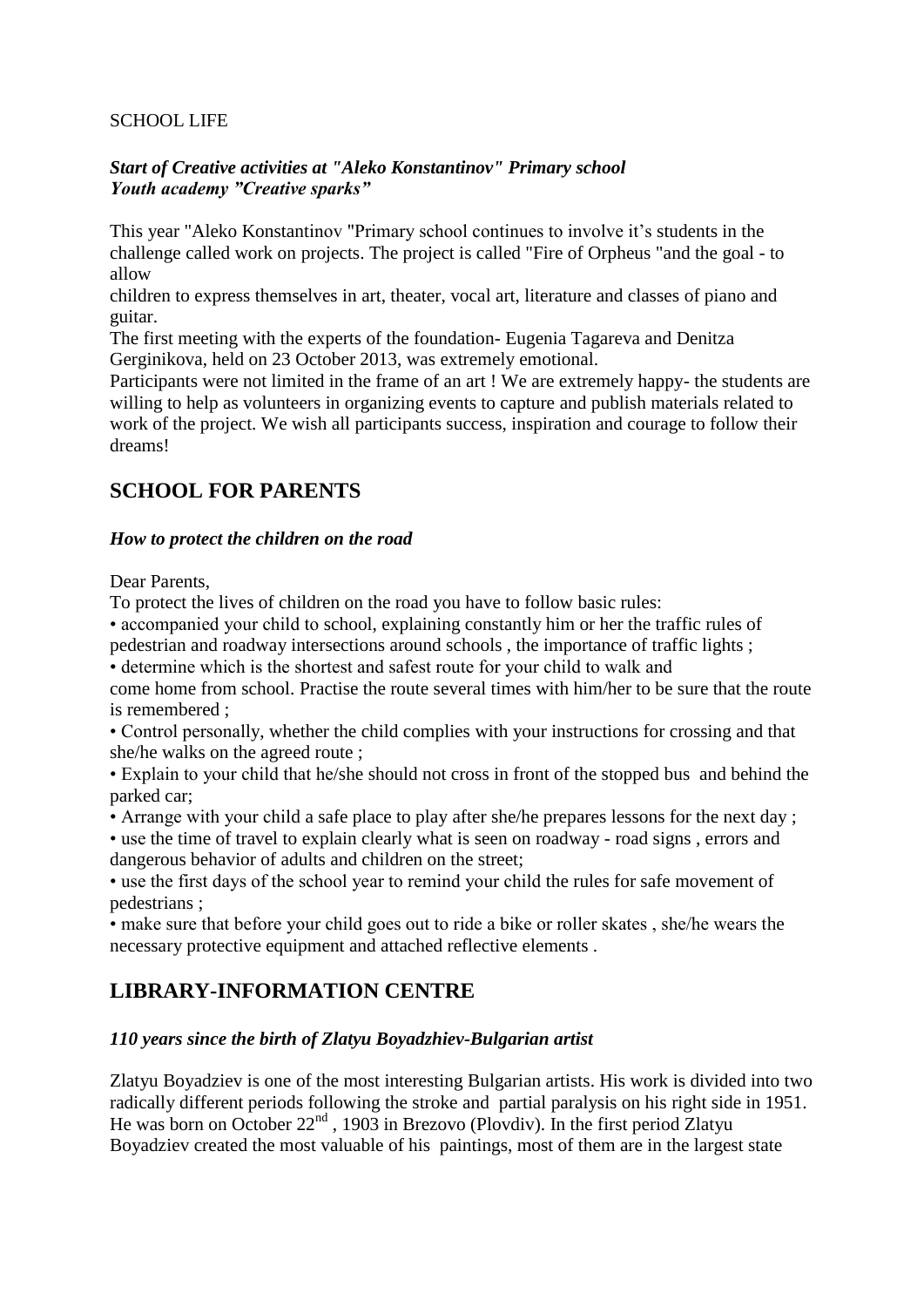SCHOOL LIFE

***Start of Creative activities at "Aleko Konstantinov" Primary school***
***Youth academy "Creative sparks"***

This year "Aleko Konstantinov "Primary school continues to involve it's students in the challenge called work on projects. The project is called "Fire of Orpheus "and the goal - to allow children to express themselves in art, theater, vocal art, literature and classes of piano and guitar.
The first meeting with the experts of the foundation- Eugenia Tagareva and Denitza Gerginikova, held on 23 October 2013, was extremely emotional.
Participants were not limited in the frame of an art ! We are extremely happy- the students are willing to help as volunteers in organizing events to capture and publish materials related to work of the project. We wish all participants success, inspiration and courage to follow their dreams!

## SCHOOL FOR PARENTS

***How to protect the children on the road***

Dear Parents,
To protect the lives of children on the road you have to follow basic rules:

- accompanied your child to school, explaining constantly him or her the traffic rules of pedestrian and roadway intersections around schools , the importance of traffic lights ;
- determine which is the shortest and safest route for your child to walk and come home from school. Practise the route several times with him/her to be sure that the route is remembered ;
- Control personally, whether the child complies with your instructions for crossing and that she/he walks on the agreed route ;
- Explain to your child that he/she should not cross in front of the stopped bus and behind the parked car;
- Arrange with your child a safe place to play after she/he prepares lessons for the next day ;
- use the time of travel to explain clearly what is seen on roadway - road signs , errors and dangerous behavior of adults and children on the street;
- use the first days of the school year to remind your child the rules for safe movement of pedestrians ;
- make sure that before your child goes out to ride a bike or roller skates , she/he wears the necessary protective equipment and attached reflective elements .

## LIBRARY-INFORMATION CENTRE

***110 years since the birth of Zlatyu Boyadzhiev-Bulgarian artist***

Zlatyu Boyadziev is one of the most interesting Bulgarian artists. His work is divided into two radically different periods following the stroke and partial paralysis on his right side in 1951. He was born on October 22nd , 1903 in Brezovo (Plovdiv). In the first period Zlatyu Boyadziev created the most valuable of his paintings, most of them are in the largest state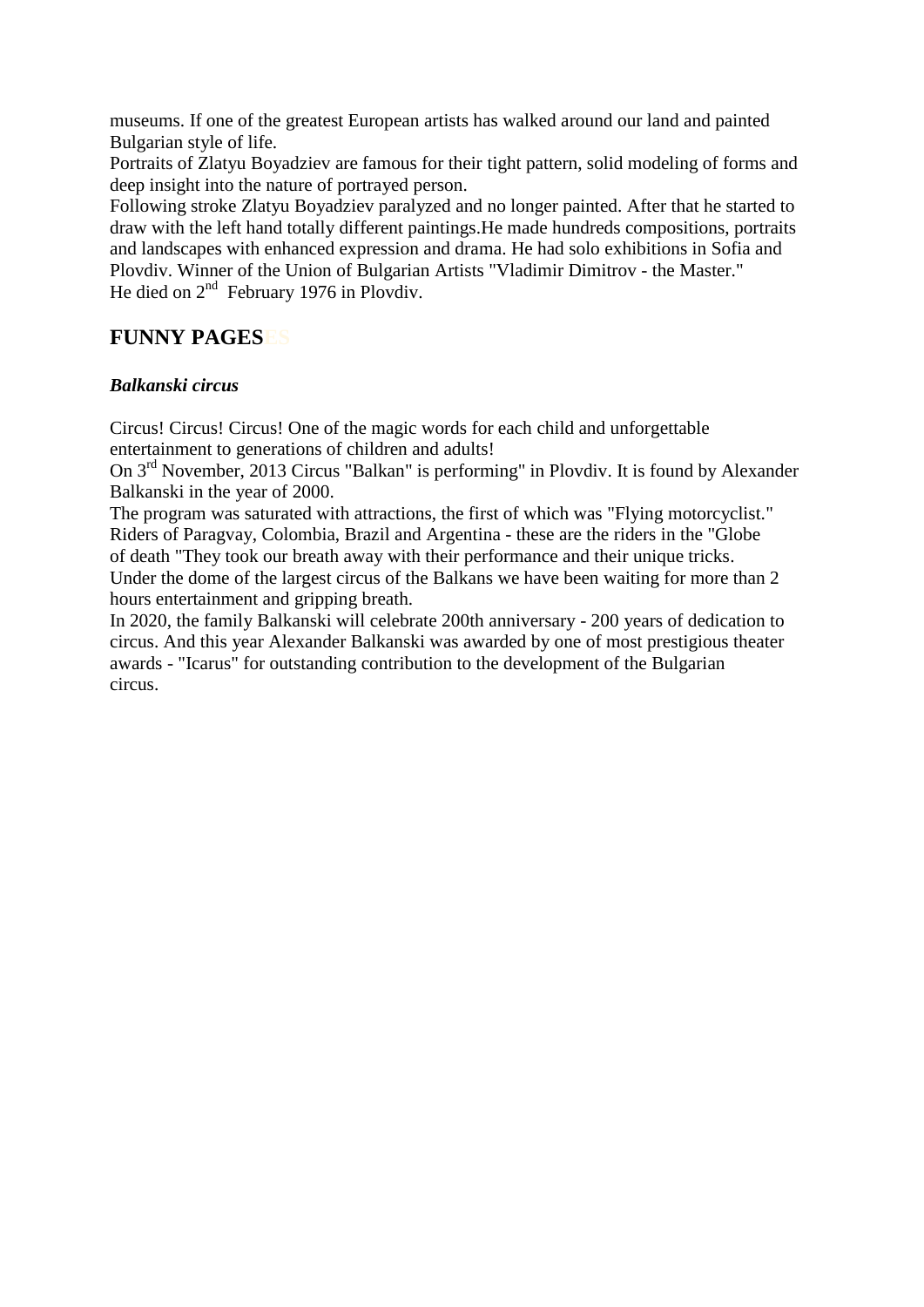museums. If one of the greatest European artists has walked around our land and painted Bulgarian style of life.
Portraits of Zlatyu Boyadziev are famous for their tight pattern, solid modeling of forms and deep insight into the nature of portrayed person.
Following stroke Zlatyu Boyadziev paralyzed and no longer painted. After that he started to draw with the left hand totally different paintings.He made hundreds compositions, portraits and landscapes with enhanced expression and drama. He had solo exhibitions in Sofia and Plovdiv. Winner of the Union of Bulgarian Artists "Vladimir Dimitrov - the Master."
He died on 2nd February 1976 in Plovdiv.

## FUNNY PAGES

***Balkanski circus***

Circus! Circus! Circus! One of the magic words for each child and unforgettable entertainment to generations of children and adults!
On 3rd November, 2013 Circus "Balkan" is performing" in Plovdiv. It is found by Alexander Balkanski in the year of 2000.
The program was saturated with attractions, the first of which was "Flying motorcyclist." Riders of Paragvay, Colombia, Brazil and Argentina - these are the riders in the "Globe of death "They took our breath away with their performance and their unique tricks.
Under the dome of the largest circus of the Balkans we have been waiting for more than 2 hours entertainment and gripping breath.
In 2020, the family Balkanski will celebrate 200th anniversary - 200 years of dedication to circus. And this year Alexander Balkanski was awarded by one of most prestigious theater awards - "Icarus" for outstanding contribution to the development of the Bulgarian circus.